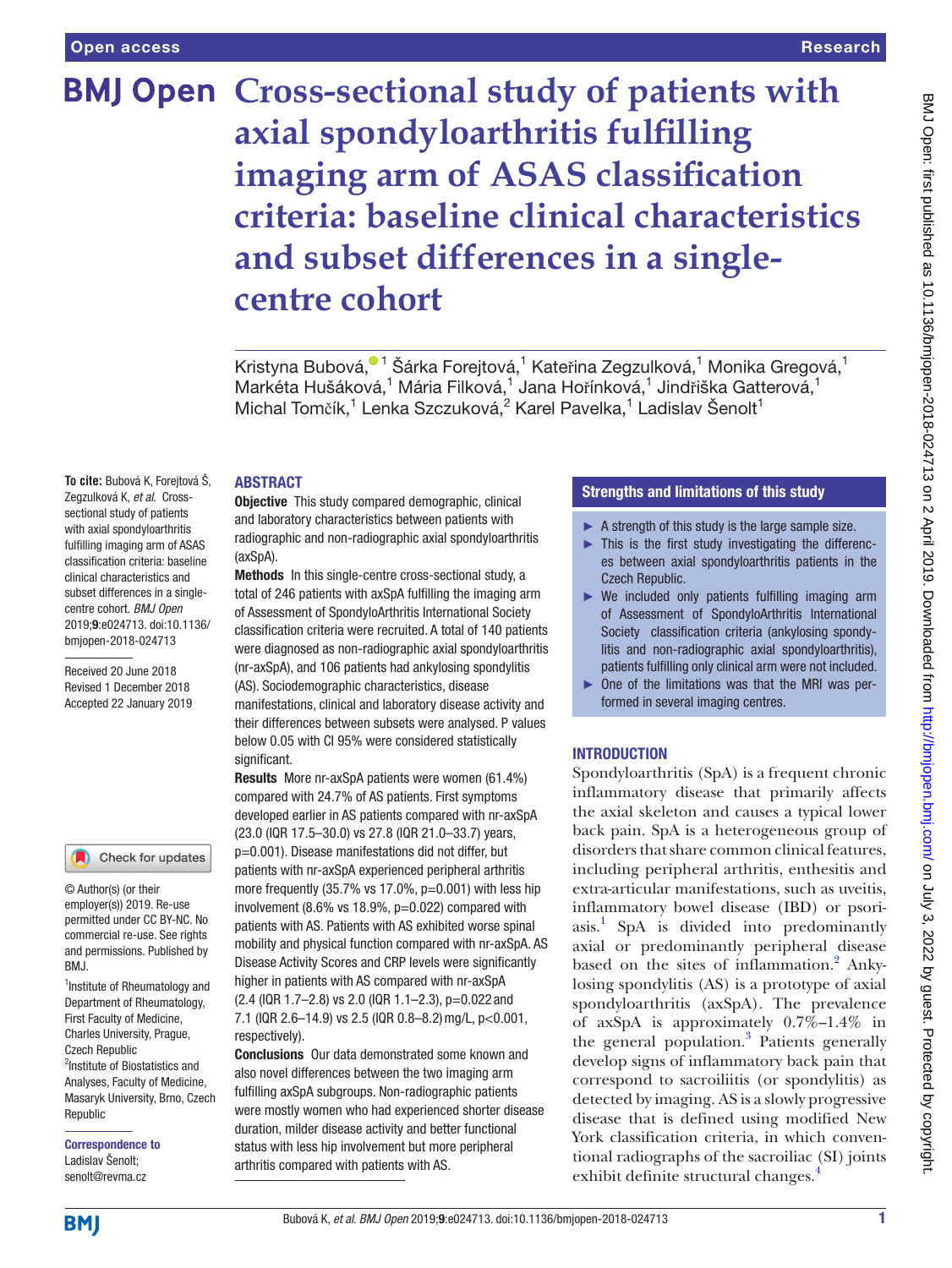# Cross-sectional study of patients with axial spondyloarthritis fulfilling imaging arm of ASAS classification criteria: baseline clinical characteristics and subset differences in a single-centre cohort

Kristyna Bubová,[1] Šárka Forejtová,[1] Kateřina Zegzulková,[1] Monika Gregová,[1] Markéta Hušáková,[1] Mária Filková,[1] Jana Hořínková,[1] Jindřiška Gatterová,[1] Michal Tomčík,[1] Lenka Szczuková,[2] Karel Pavelka,[1] Ladislav Šenolt[1]

**To cite:** Bubová K, Forejtová Š, Zegzulková K, *et al*. Cross-sectional study of patients with axial spondyloarthritis fulfilling imaging arm of ASAS classification criteria: baseline clinical characteristics and subset differences in a single-centre cohort. *BMJ Open* 2019;**9**:e024713. doi:10.1136/bmjopen-2018-024713

Received 20 June 2018
Revised 1 December 2018
Accepted 22 January 2019

© Author(s) (or their employer(s)) 2019. Re-use permitted under CC BY-NC. No commercial re-use. See rights and permissions. Published by BMJ.

[1]Institute of Rheumatology and Department of Rheumatology, First Faculty of Medicine, Charles University, Prague, Czech Republic
[2]Institute of Biostatistics and Analyses, Faculty of Medicine, Masaryk University, Brno, Czech Republic

**Correspondence to**
Ladislav Šenolt;
senolt@revma.cz

## ABSTRACT

**Objective** This study compared demographic, clinical and laboratory characteristics between patients with radiographic and non-radiographic axial spondyloarthritis (axSpA).

**Methods** In this single-centre cross-sectional study, a total of 246 patients with axSpA fulfilling the imaging arm of Assessment of SpondyloArthritis International Society classification criteria were recruited. A total of 140 patients were diagnosed as non-radiographic axial spondyloarthritis (nr-axSpA), and 106 patients had ankylosing spondylitis (AS). Sociodemographic characteristics, disease manifestations, clinical and laboratory disease activity and their differences between subsets were analysed. P values below 0.05 with CI 95% were considered statistically significant.

**Results** More nr-axSpA patients were women (61.4%) compared with 24.7% of AS patients. First symptoms developed earlier in AS patients compared with nr-axSpA (23.0 (IQR 17.5–30.0) vs 27.8 (IQR 21.0–33.7) years, p=0.001). Disease manifestations did not differ, but patients with nr-axSpA experienced peripheral arthritis more frequently (35.7% vs 17.0%, p=0.001) with less hip involvement (8.6% vs 18.9%, p=0.022) compared with patients with AS. Patients with AS exhibited worse spinal mobility and physical function compared with nr-axSpA. AS Disease Activity Scores and CRP levels were significantly higher in patients with AS compared with nr-axSpA (2.4 (IQR 1.7–2.8) vs 2.0 (IQR 1.1–2.3), p=0.022 and 7.1 (IQR 2.6–14.9) vs 2.5 (IQR 0.8–8.2) mg/L, p<0.001, respectively).

**Conclusions** Our data demonstrated some known and also novel differences between the two imaging arm fulfilling axSpA subgroups. Non-radiographic patients were mostly women who had experienced shorter disease duration, milder disease activity and better functional status with less hip involvement but more peripheral arthritis compared with patients with AS.

## Strengths and limitations of this study

- A strength of this study is the large sample size.
- This is the first study investigating the differences between axial spondyloarthritis patients in the Czech Republic.
- We included only patients fulfilling imaging arm of Assessment of SpondyloArthritis International Society classification criteria (ankylosing spondylitis and non-radiographic axial spondyloarthritis), patients fulfilling only clinical arm were not included.
- One of the limitations was that the MRI was performed in several imaging centres.

## INTRODUCTION

Spondyloarthritis (SpA) is a frequent chronic inflammatory disease that primarily affects the axial skeleton and causes a typical lower back pain. SpA is a heterogeneous group of disorders that share common clinical features, including peripheral arthritis, enthesitis and extra-articular manifestations, such as uveitis, inflammatory bowel disease (IBD) or psoriasis.[1] SpA is divided into predominantly axial or predominantly peripheral disease based on the sites of inflammation.[2] Ankylosing spondylitis (AS) is a prototype of axial spondyloarthritis (axSpA). The prevalence of axSpA is approximately 0.7%–1.4% in the general population.[3] Patients generally develop signs of inflammatory back pain that correspond to sacroiliitis (or spondylitis) as detected by imaging. AS is a slowly progressive disease that is defined using modified New York classification criteria, in which conventional radiographs of the sacroiliac (SI) joints exhibit definite structural changes.[4]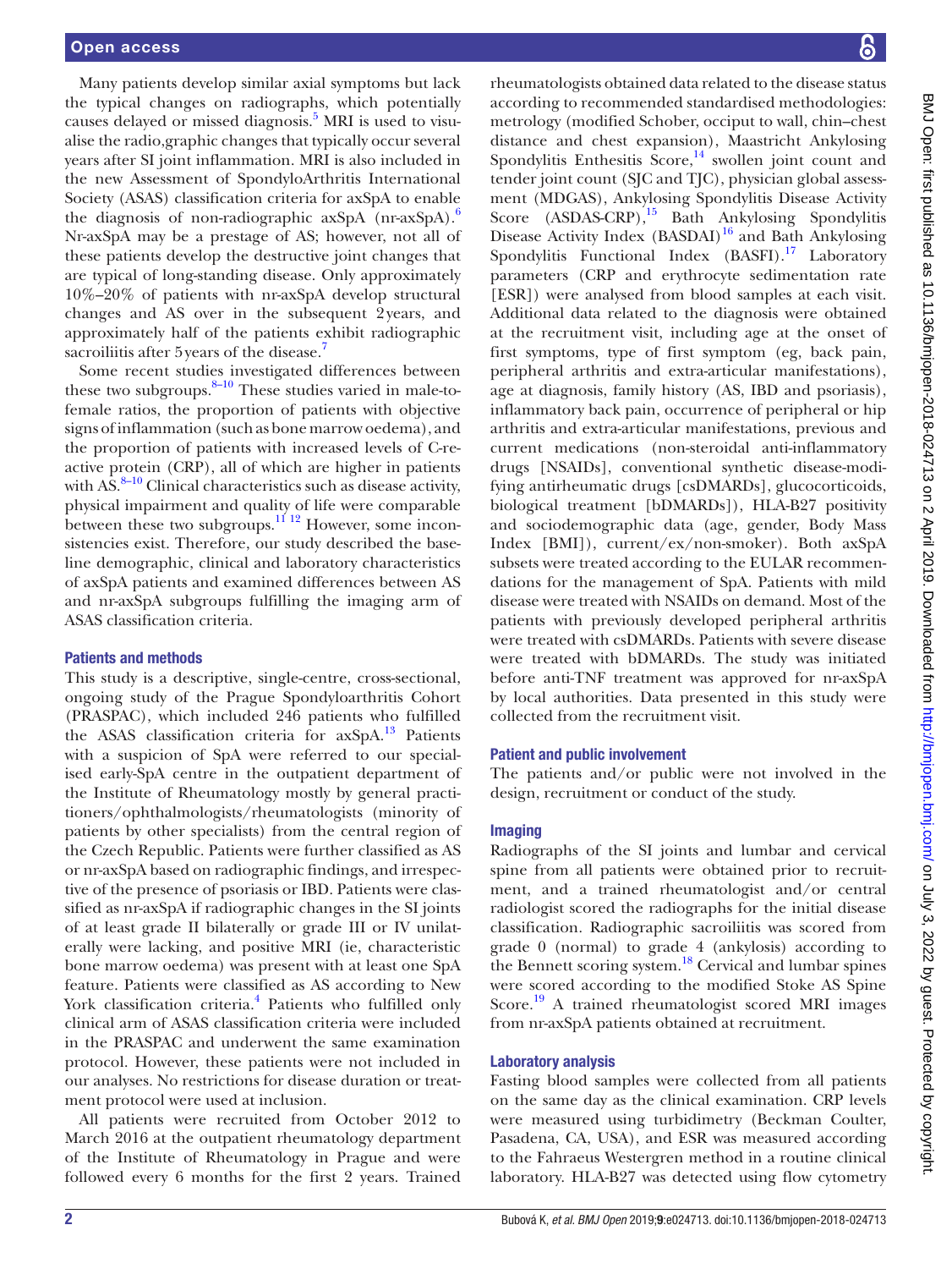Many patients develop similar axial symptoms but lack the typical changes on radiographs, which potentially causes delayed or missed diagnosis.[5] MRI is used to visualise the radio,graphic changes that typically occur several years after SI joint inflammation. MRI is also included in the new Assessment of SpondyloArthritis International Society (ASAS) classification criteria for axSpA to enable the diagnosis of non-radiographic axSpA (nr-axSpA).[6] Nr-axSpA may be a prestage of AS; however, not all of these patients develop the destructive joint changes that are typical of long-standing disease. Only approximately 10%–20% of patients with nr-axSpA develop structural changes and AS over in the subsequent 2 years, and approximately half of the patients exhibit radiographic sacroiliitis after 5 years of the disease.[7]

Some recent studies investigated differences between these two subgroups.[8–10] These studies varied in male-to-female ratios, the proportion of patients with objective signs of inflammation (such as bone marrow oedema), and the proportion of patients with increased levels of C-reactive protein (CRP), all of which are higher in patients with AS.[8–10] Clinical characteristics such as disease activity, physical impairment and quality of life were comparable between these two subgroups.[11 12] However, some inconsistencies exist. Therefore, our study described the baseline demographic, clinical and laboratory characteristics of axSpA patients and examined differences between AS and nr-axSpA subgroups fulfilling the imaging arm of ASAS classification criteria.

## Patients and methods

This study is a descriptive, single-centre, cross-sectional, ongoing study of the Prague Spondyloarthritis Cohort (PRASPAC), which included 246 patients who fulfilled the ASAS classification criteria for axSpA.[13] Patients with a suspicion of SpA were referred to our specialised early-SpA centre in the outpatient department of the Institute of Rheumatology mostly by general practitioners/ophthalmologists/rheumatologists (minority of patients by other specialists) from the central region of the Czech Republic. Patients were further classified as AS or nr-axSpA based on radiographic findings, and irrespective of the presence of psoriasis or IBD. Patients were classified as nr-axSpA if radiographic changes in the SI joints of at least grade II bilaterally or grade III or IV unilaterally were lacking, and positive MRI (ie, characteristic bone marrow oedema) was present with at least one SpA feature. Patients were classified as AS according to New York classification criteria.[4] Patients who fulfilled only clinical arm of ASAS classification criteria were included in the PRASPAC and underwent the same examination protocol. However, these patients were not included in our analyses. No restrictions for disease duration or treatment protocol were used at inclusion.

All patients were recruited from October 2012 to March 2016 at the outpatient rheumatology department of the Institute of Rheumatology in Prague and were followed every 6 months for the first 2 years. Trained rheumatologists obtained data related to the disease status according to recommended standardised methodologies: metrology (modified Schober, occiput to wall, chin–chest distance and chest expansion), Maastricht Ankylosing Spondylitis Enthesitis Score,[14] swollen joint count and tender joint count (SJC and TJC), physician global assessment (MDGAS), Ankylosing Spondylitis Disease Activity Score (ASDAS-CRP),[15] Bath Ankylosing Spondylitis Disease Activity Index (BASDAI)[16] and Bath Ankylosing Spondylitis Functional Index (BASFI).[17] Laboratory parameters (CRP and erythrocyte sedimentation rate [ESR]) were analysed from blood samples at each visit. Additional data related to the diagnosis were obtained at the recruitment visit, including age at the onset of first symptoms, type of first symptom (eg, back pain, peripheral arthritis and extra-articular manifestations), age at diagnosis, family history (AS, IBD and psoriasis), inflammatory back pain, occurrence of peripheral or hip arthritis and extra-articular manifestations, previous and current medications (non-steroidal anti-inflammatory drugs [NSAIDs], conventional synthetic disease-modifying antirheumatic drugs [csDMARDs], glucocorticoids, biological treatment [bDMARDs]), HLA-B27 positivity and sociodemographic data (age, gender, Body Mass Index [BMI]), current/ex/non-smoker). Both axSpA subsets were treated according to the EULAR recommendations for the management of SpA. Patients with mild disease were treated with NSAIDs on demand. Most of the patients with previously developed peripheral arthritis were treated with csDMARDs. Patients with severe disease were treated with bDMARDs. The study was initiated before anti-TNF treatment was approved for nr-axSpA by local authorities. Data presented in this study were collected from the recruitment visit.

### Patient and public involvement

The patients and/or public were not involved in the design, recruitment or conduct of the study.

### Imaging

Radiographs of the SI joints and lumbar and cervical spine from all patients were obtained prior to recruitment, and a trained rheumatologist and/or central radiologist scored the radiographs for the initial disease classification. Radiographic sacroiliitis was scored from grade 0 (normal) to grade 4 (ankylosis) according to the Bennett scoring system.[18] Cervical and lumbar spines were scored according to the modified Stoke AS Spine Score.[19] A trained rheumatologist scored MRI images from nr-axSpA patients obtained at recruitment.

### Laboratory analysis

Fasting blood samples were collected from all patients on the same day as the clinical examination. CRP levels were measured using turbidimetry (Beckman Coulter, Pasadena, CA, USA), and ESR was measured according to the Fahraeus Westergren method in a routine clinical laboratory. HLA-B27 was detected using flow cytometry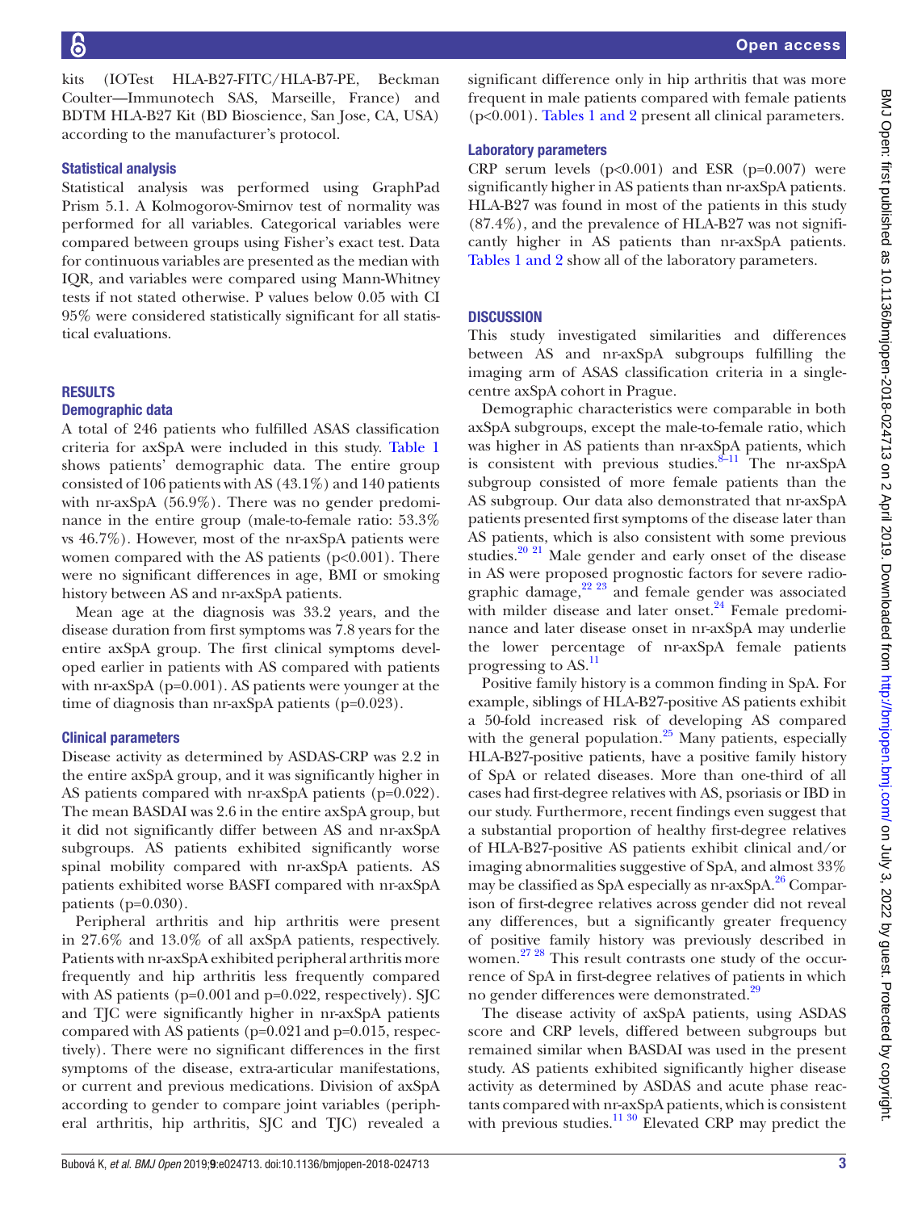kits (IOTest HLA-B27-FITC/HLA-B7-PE, Beckman Coulter—Immunotech SAS, Marseille, France) and BDTM HLA-B27 Kit (BD Bioscience, San Jose, CA, USA) according to the manufacturer's protocol.

### Statistical analysis

Statistical analysis was performed using GraphPad Prism 5.1. A Kolmogorov-Smirnov test of normality was performed for all variables. Categorical variables were compared between groups using Fisher's exact test. Data for continuous variables are presented as the median with IQR, and variables were compared using Mann-Whitney tests if not stated otherwise. P values below 0.05 with CI 95% were considered statistically significant for all statistical evaluations.

## RESULTS

### Demographic data

A total of 246 patients who fulfilled ASAS classification criteria for axSpA were included in this study. Table 1 shows patients' demographic data. The entire group consisted of 106 patients with AS (43.1%) and 140 patients with nr-axSpA (56.9%). There was no gender predominance in the entire group (male-to-female ratio: 53.3% vs 46.7%). However, most of the nr-axSpA patients were women compared with the AS patients (p<0.001). There were no significant differences in age, BMI or smoking history between AS and nr-axSpA patients.

Mean age at the diagnosis was 33.2 years, and the disease duration from first symptoms was 7.8 years for the entire axSpA group. The first clinical symptoms developed earlier in patients with AS compared with patients with nr-axSpA (p=0.001). AS patients were younger at the time of diagnosis than nr-axSpA patients (p=0.023).

### Clinical parameters

Disease activity as determined by ASDAS-CRP was 2.2 in the entire axSpA group, and it was significantly higher in AS patients compared with nr-axSpA patients (p=0.022). The mean BASDAI was 2.6 in the entire axSpA group, but it did not significantly differ between AS and nr-axSpA subgroups. AS patients exhibited significantly worse spinal mobility compared with nr-axSpA patients. AS patients exhibited worse BASFI compared with nr-axSpA patients (p=0.030).

Peripheral arthritis and hip arthritis were present in 27.6% and 13.0% of all axSpA patients, respectively. Patients with nr-axSpA exhibited peripheral arthritis more frequently and hip arthritis less frequently compared with AS patients (p=0.001 and p=0.022, respectively). SJC and TJC were significantly higher in nr-axSpA patients compared with AS patients (p=0.021 and p=0.015, respectively). There were no significant differences in the first symptoms of the disease, extra-articular manifestations, or current and previous medications. Division of axSpA according to gender to compare joint variables (peripheral arthritis, hip arthritis, SJC and TJC) revealed a significant difference only in hip arthritis that was more frequent in male patients compared with female patients (p<0.001). Tables 1 and 2 present all clinical parameters.

### Laboratory parameters

CRP serum levels (p<0.001) and ESR (p=0.007) were significantly higher in AS patients than nr-axSpA patients. HLA-B27 was found in most of the patients in this study (87.4%), and the prevalence of HLA-B27 was not significantly higher in AS patients than nr-axSpA patients. Tables 1 and 2 show all of the laboratory parameters.

## DISCUSSION

This study investigated similarities and differences between AS and nr-axSpA subgroups fulfilling the imaging arm of ASAS classification criteria in a single-centre axSpA cohort in Prague.

Demographic characteristics were comparable in both axSpA subgroups, except the male-to-female ratio, which was higher in AS patients than nr-axSpA patients, which is consistent with previous studies.[8–11] The nr-axSpA subgroup consisted of more female patients than the AS subgroup. Our data also demonstrated that nr-axSpA patients presented first symptoms of the disease later than AS patients, which is also consistent with some previous studies.[20 21] Male gender and early onset of the disease in AS were proposed prognostic factors for severe radiographic damage,[22 23] and female gender was associated with milder disease and later onset.[24] Female predominance and later disease onset in nr-axSpA may underlie the lower percentage of nr-axSpA female patients progressing to AS.[11]

Positive family history is a common finding in SpA. For example, siblings of HLA-B27-positive AS patients exhibit a 50-fold increased risk of developing AS compared with the general population.[25] Many patients, especially HLA-B27-positive patients, have a positive family history of SpA or related diseases. More than one-third of all cases had first-degree relatives with AS, psoriasis or IBD in our study. Furthermore, recent findings even suggest that a substantial proportion of healthy first-degree relatives of HLA-B27-positive AS patients exhibit clinical and/or imaging abnormalities suggestive of SpA, and almost 33% may be classified as SpA especially as nr-axSpA.[26] Comparison of first-degree relatives across gender did not reveal any differences, but a significantly greater frequency of positive family history was previously described in women.[27 28] This result contrasts one study of the occurrence of SpA in first-degree relatives of patients in which no gender differences were demonstrated.[29]

The disease activity of axSpA patients, using ASDAS score and CRP levels, differed between subgroups but remained similar when BASDAI was used in the present study. AS patients exhibited significantly higher disease activity as determined by ASDAS and acute phase reactants compared with nr-axSpA patients, which is consistent with previous studies.[11 30] Elevated CRP may predict the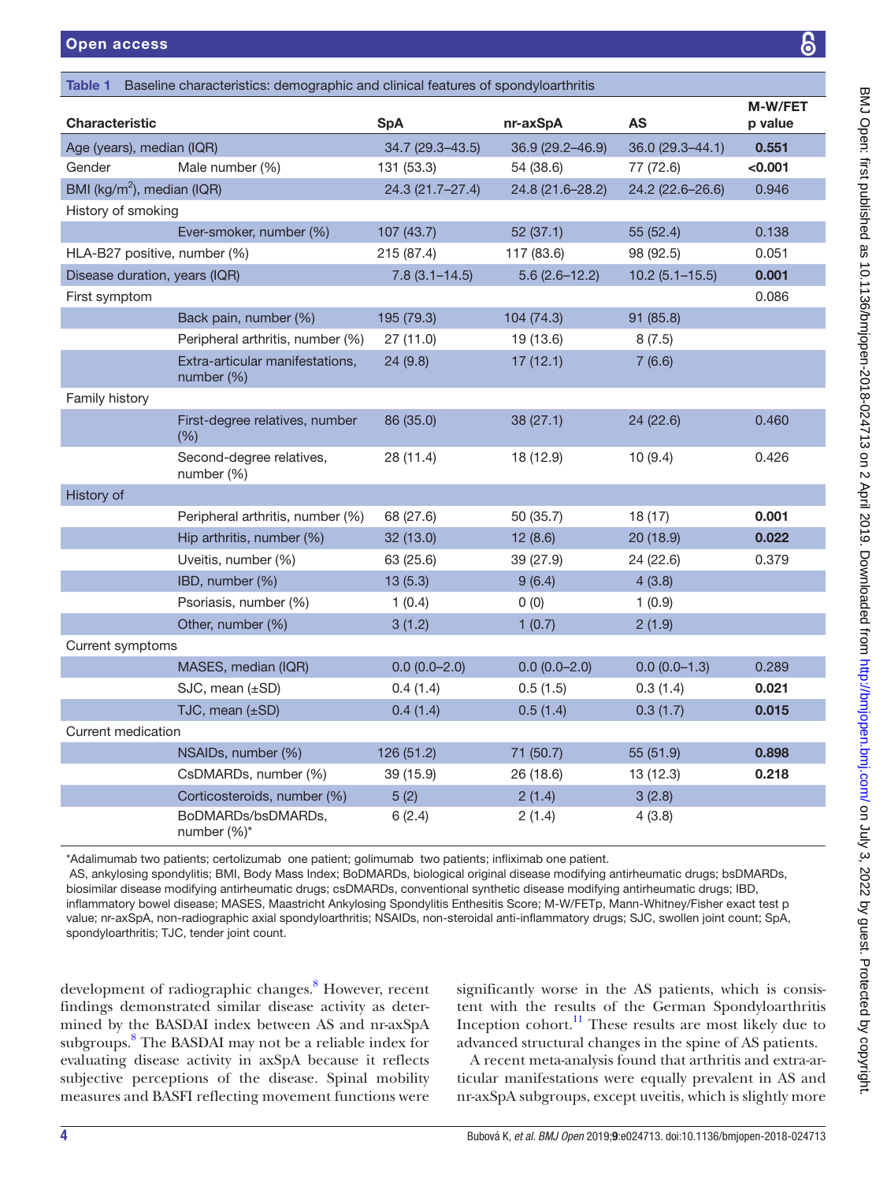**Table 1** Baseline characteristics: demographic and clinical features of spondyloarthritis

| Characteristic | | SpA | nr-axSpA | AS | M-W/FET p value |
|---|---|---|---|---|---|
| Age (years), median (IQR) | | 34.7 (29.3–43.5) | 36.9 (29.2–46.9) | 36.0 (29.3–44.1) | **0.551** |
| Gender | Male number (%) | 131 (53.3) | 54 (38.6) | 77 (72.6) | **<0.001** |
| BMI (kg/m$^2$), median (IQR) | | 24.3 (21.7–27.4) | 24.8 (21.6–28.2) | 24.2 (22.6–26.6) | 0.946 |
| History of smoking | | | | | |
| | Ever-smoker, number (%) | 107 (43.7) | 52 (37.1) | 55 (52.4) | 0.138 |
| HLA-B27 positive, number (%) | | 215 (87.4) | 117 (83.6) | 98 (92.5) | 0.051 |
| Disease duration, years (IQR) | | 7.8 (3.1–14.5) | 5.6 (2.6–12.2) | 10.2 (5.1–15.5) | **0.001** |
| First symptom | | | | | 0.086 |
| | Back pain, number (%) | 195 (79.3) | 104 (74.3) | 91 (85.8) | |
| | Peripheral arthritis, number (%) | 27 (11.0) | 19 (13.6) | 8 (7.5) | |
| | Extra-articular manifestations, number (%) | 24 (9.8) | 17 (12.1) | 7 (6.6) | |
| Family history | | | | | |
| | First-degree relatives, number (%) | 86 (35.0) | 38 (27.1) | 24 (22.6) | 0.460 |
| | Second-degree relatives, number (%) | 28 (11.4) | 18 (12.9) | 10 (9.4) | 0.426 |
| History of | | | | | |
| | Peripheral arthritis, number (%) | 68 (27.6) | 50 (35.7) | 18 (17) | **0.001** |
| | Hip arthritis, number (%) | 32 (13.0) | 12 (8.6) | 20 (18.9) | **0.022** |
| | Uveitis, number (%) | 63 (25.6) | 39 (27.9) | 24 (22.6) | 0.379 |
| | IBD, number (%) | 13 (5.3) | 9 (6.4) | 4 (3.8) | |
| | Psoriasis, number (%) | 1 (0.4) | 0 (0) | 1 (0.9) | |
| | Other, number (%) | 3 (1.2) | 1 (0.7) | 2 (1.9) | |
| Current symptoms | | | | | |
| | MASES, median (IQR) | 0.0 (0.0–2.0) | 0.0 (0.0–2.0) | 0.0 (0.0–1.3) | 0.289 |
| | SJC, mean (±SD) | 0.4 (1.4) | 0.5 (1.5) | 0.3 (1.4) | **0.021** |
| | TJC, mean (±SD) | 0.4 (1.4) | 0.5 (1.4) | 0.3 (1.7) | **0.015** |
| Current medication | | | | | |
| | NSAIDs, number (%) | 126 (51.2) | 71 (50.7) | 55 (51.9) | **0.898** |
| | CsDMARDs, number (%) | 39 (15.9) | 26 (18.6) | 13 (12.3) | **0.218** |
| | Corticosteroids, number (%) | 5 (2) | 2 (1.4) | 3 (2.8) | |
| | BoDMARDs/bsDMARDs, number (%)* | 6 (2.4) | 2 (1.4) | 4 (3.8) | |

*Adalimumab two patients; certolizumab one patient; golimumab two patients; infliximab one patient.

AS, ankylosing spondylitis; BMI, Body Mass Index; BoDMARDs, biological original disease modifying antirheumatic drugs; bsDMARDs, biosimilar disease modifying antirheumatic drugs; csDMARDs, conventional synthetic disease modifying antirheumatic drugs; IBD, inflammatory bowel disease; MASES, Maastricht Ankylosing Spondylitis Enthesitis Score; M-W/FETp, Mann-Whitney/Fisher exact test p value; nr-axSpA, non-radiographic axial spondyloarthritis; NSAIDs, non-steroidal anti-inflammatory drugs; SJC, swollen joint count; SpA, spondyloarthritis; TJC, tender joint count.

development of radiographic changes.[8] However, recent findings demonstrated similar disease activity as determined by the BASDAI index between AS and nr-axSpA subgroups.[8] The BASDAI may not be a reliable index for evaluating disease activity in axSpA because it reflects subjective perceptions of the disease. Spinal mobility measures and BASFI reflecting movement functions were significantly worse in the AS patients, which is consistent with the results of the German Spondyloarthritis Inception cohort.[11] These results are most likely due to advanced structural changes in the spine of AS patients.

A recent meta-analysis found that arthritis and extra-articular manifestations were equally prevalent in AS and nr-axSpA subgroups, except uveitis, which is slightly more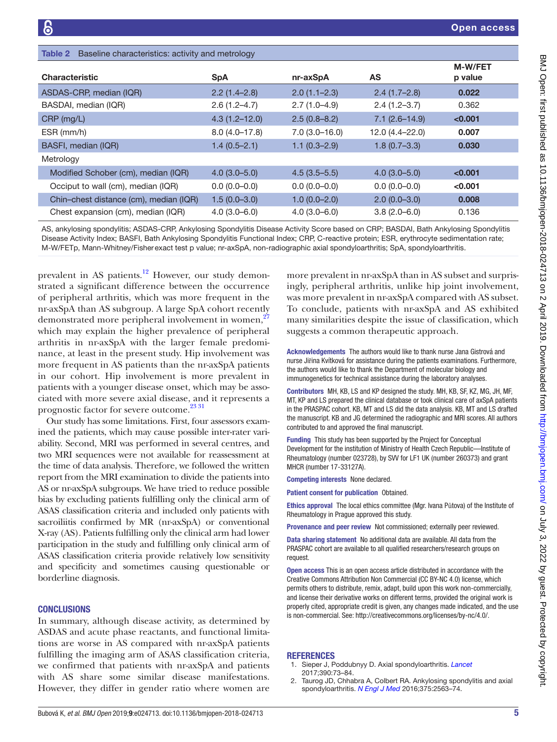Table 2 Baseline characteristics: activity and metrology

| Characteristic | SpA | nr-axSpA | AS | M-W/FET p value |
|---|---|---|---|---|
| ASDAS-CRP, median (IQR) | 2.2 (1.4–2.8) | 2.0 (1.1–2.3) | 2.4 (1.7–2.8) | **0.022** |
| BASDAI, median (IQR) | 2.6 (1.2–4.7) | 2.7 (1.0–4.9) | 2.4 (1.2–3.7) | 0.362 |
| CRP (mg/L) | 4.3 (1.2–12.0) | 2.5 (0.8–8.2) | 7.1 (2.6–14.9) | **<0.001** |
| ESR (mm/h) | 8.0 (4.0–17.8) | 7.0 (3.0–16.0) | 12.0 (4.4–22.0) | **0.007** |
| BASFI, median (IQR) | 1.4 (0.5–2.1) | 1.1 (0.3–2.9) | 1.8 (0.7–3.3) | **0.030** |
| Metrology | | | | |
| Modified Schober (cm), median (IQR) | 4.0 (3.0–5.0) | 4.5 (3.5–5.5) | 4.0 (3.0–5.0) | **<0.001** |
| Occiput to wall (cm), median (IQR) | 0.0 (0.0–0.0) | 0.0 (0.0–0.0) | 0.0 (0.0–0.0) | **<0.001** |
| Chin–chest distance (cm), median (IQR) | 1.5 (0.0–3.0) | 1.0 (0.0–2.0) | 2.0 (0.0–3.0) | **0.008** |
| Chest expansion (cm), median (IQR) | 4.0 (3.0–6.0) | 4.0 (3.0–6.0) | 3.8 (2.0–6.0) | 0.136 |

AS, ankylosing spondylitis; ASDAS-CRP, Ankylosing Spondylitis Disease Activity Score based on CRP; BASDAI, Bath Ankylosing Spondylitis Disease Activity Index; BASFI, Bath Ankylosing Spondylitis Functional Index; CRP, C-reactive protein; ESR, erythrocyte sedimentation rate; M-W/FETp, Mann-Whitney/Fisher exact test p value; nr-axSpA, non-radiographic axial spondyloarthritis; SpA, spondyloarthritis.

prevalent in AS patients.[12] However, our study demonstrated a significant difference between the occurrence of peripheral arthritis, which was more frequent in the nr-axSpA than AS subgroup. A large SpA cohort recently demonstrated more peripheral involvement in women,[27] which may explain the higher prevalence of peripheral arthritis in nr-axSpA with the larger female predominance, at least in the present study. Hip involvement was more frequent in AS patients than the nr-axSpA patients in our cohort. Hip involvement is more prevalent in patients with a younger disease onset, which may be associated with more severe axial disease, and it represents a prognostic factor for severe outcome.[23 31]

Our study has some limitations. First, four assessors examined the patients, which may cause possible inter-rater variability. Second, MRI was performed in several centres, and two MRI sequences were not available for reassessment at the time of data analysis. Therefore, we followed the written report from the MRI examination to divide the patients into AS or nr-axSpA subgroups. We have tried to reduce possible bias by excluding patients fulfilling only the clinical arm of ASAS classification criteria and included only patients with sacroiliitis confirmed by MR (nr-axSpA) or conventional X-ray (AS). Patients fulfilling only the clinical arm had lower participation in the study and fulfilling only clinical arm of ASAS classification criteria provide relatively low sensitivity and specificity and sometimes causing questionable or borderline diagnosis.

## CONCLUSIONS

In summary, although disease activity, as determined by ASDAS and acute phase reactants, and functional limitations are worse in AS compared with nr-axSpA patients fulfilling the imaging arm of ASAS classification criteria, we confirmed that patients with nr-axSpA and patients with AS share some similar disease manifestations. However, they differ in gender ratio where women are more prevalent in nr-axSpA than in AS subset and surprisingly, peripheral arthritis, unlike hip joint involvement, was more prevalent in nr-axSpA compared with AS subset. To conclude, patients with nr-axSpA and AS exhibited many similarities despite the issue of classification, which suggests a common therapeutic approach.

**Acknowledgements** The authors would like to thank nurse Jana Gistrová and nurse Jiřina Kvítková for assistance during the patients examinations. Furthermore, the authors would like to thank the Department of molecular biology and immunogenetics for technical assistance during the laboratory analyses.

**Contributors** MH, KB, LS and KP designed the study. MH, KB, SF, KZ, MG, JH, MF, MT, KP and LS prepared the clinical database or took clinical care of axSpA patients in the PRASPAC cohort. KB, MT and LS did the data analysis. KB, MT and LS drafted the manuscript. KB and JG determined the radiographic and MRI scores. All authors contributed to and approved the final manuscript.

**Funding** This study has been supported by the Project for Conceptual Development for the institution of Ministry of Health Czech Republic—Institute of Rheumatology (number 023728), by SVV for LF1 UK (number 260373) and grant MHCR (number 17-33127A).

**Competing interests** None declared.

**Patient consent for publication** Obtained.

**Ethics approval** The local ethics committee (Mgr. Ivana Půtova) of the Institute of Rheumatology in Prague approved this study.

**Provenance and peer review** Not commissioned; externally peer reviewed.

**Data sharing statement** No additional data are available. All data from the PRASPAC cohort are available to all qualified researchers/research groups on request.

**Open access** This is an open access article distributed in accordance with the Creative Commons Attribution Non Commercial (CC BY-NC 4.0) license, which permits others to distribute, remix, adapt, build upon this work non-commercially, and license their derivative works on different terms, provided the original work is properly cited, appropriate credit is given, any changes made indicated, and the use is non-commercial. See: http://creativecommons.org/licenses/by-nc/4.0/.

## REFERENCES

1. Sieper J, Poddubnyy D. Axial spondyloarthritis. *Lancet* 2017;390:73–84.
2. Taurog JD, Chhabra A, Colbert RA. Ankylosing spondylitis and axial spondyloarthritis. *N Engl J Med* 2016;375:2563–74.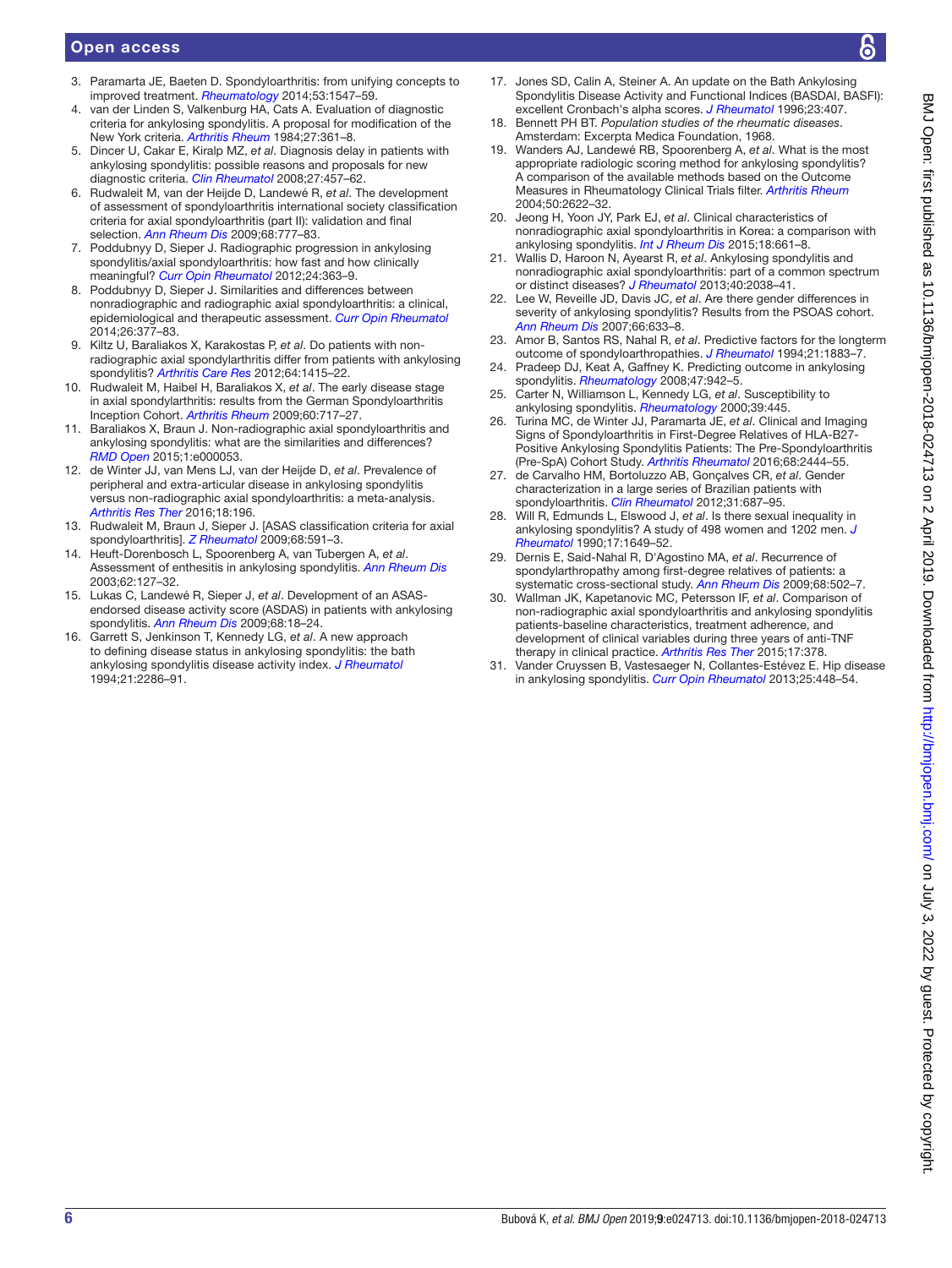3. Paramarta JE, Baeten D. Spondyloarthritis: from unifying concepts to improved treatment. *Rheumatology* 2014;53:1547–59.
4. van der Linden S, Valkenburg HA, Cats A. Evaluation of diagnostic criteria for ankylosing spondylitis. A proposal for modification of the New York criteria. *Arthritis Rheum* 1984;27:361–8.
5. Dincer U, Cakar E, Kiralp MZ, *et al*. Diagnosis delay in patients with ankylosing spondylitis: possible reasons and proposals for new diagnostic criteria. *Clin Rheumatol* 2008;27:457–62.
6. Rudwaleit M, van der Heijde D, Landewé R, *et al*. The development of assessment of spondyloarthritis international society classification criteria for axial spondyloarthritis (part II): validation and final selection. *Ann Rheum Dis* 2009;68:777–83.
7. Poddubnyy D, Sieper J. Radiographic progression in ankylosing spondylitis/axial spondyloarthritis: how fast and how clinically meaningful? *Curr Opin Rheumatol* 2012;24:363–9.
8. Poddubnyy D, Sieper J. Similarities and differences between nonradiographic and radiographic axial spondyloarthritis: a clinical, epidemiological and therapeutic assessment. *Curr Opin Rheumatol* 2014;26:377–83.
9. Kiltz U, Baraliakos X, Karakostas P, *et al*. Do patients with non-radiographic axial spondylarthritis differ from patients with ankylosing spondylitis? *Arthritis Care Res* 2012;64:1415–22.
10. Rudwaleit M, Haibel H, Baraliakos X, *et al*. The early disease stage in axial spondylarthritis: results from the German Spondyloarthritis Inception Cohort. *Arthritis Rheum* 2009;60:717–27.
11. Baraliakos X, Braun J. Non-radiographic axial spondyloarthritis and ankylosing spondylitis: what are the similarities and differences? *RMD Open* 2015;1:e000053.
12. de Winter JJ, van Mens LJ, van der Heijde D, *et al*. Prevalence of peripheral and extra-articular disease in ankylosing spondylitis versus non-radiographic axial spondyloarthritis: a meta-analysis. *Arthritis Res Ther* 2016;18:196.
13. Rudwaleit M, Braun J, Sieper J. [ASAS classification criteria for axial spondyloarthritis]. *Z Rheumatol* 2009;68:591–3.
14. Heuft-Dorenbosch L, Spoorenberg A, van Tubergen A, *et al*. Assessment of enthesitis in ankylosing spondylitis. *Ann Rheum Dis* 2003;62:127–32.
15. Lukas C, Landewé R, Sieper J, *et al*. Development of an ASAS-endorsed disease activity score (ASDAS) in patients with ankylosing spondylitis. *Ann Rheum Dis* 2009;68:18–24.
16. Garrett S, Jenkinson T, Kennedy LG, *et al*. A new approach to defining disease status in ankylosing spondylitis: the bath ankylosing spondylitis disease activity index. *J Rheumatol* 1994;21:2286–91.
17. Jones SD, Calin A, Steiner A. An update on the Bath Ankylosing Spondylitis Disease Activity and Functional Indices (BASDAI, BASFI): excellent Cronbach's alpha scores. *J Rheumatol* 1996;23:407.
18. Bennett PH BT. *Population studies of the rheumatic diseases*. Amsterdam: Excerpta Medica Foundation, 1968.
19. Wanders AJ, Landewé RB, Spoorenberg A, *et al*. What is the most appropriate radiologic scoring method for ankylosing spondylitis? A comparison of the available methods based on the Outcome Measures in Rheumatology Clinical Trials filter. *Arthritis Rheum* 2004;50:2622–32.
20. Jeong H, Yoon JY, Park EJ, *et al*. Clinical characteristics of nonradiographic axial spondyloarthritis in Korea: a comparison with ankylosing spondylitis. *Int J Rheum Dis* 2015;18:661–8.
21. Wallis D, Haroon N, Ayearst R, *et al*. Ankylosing spondylitis and nonradiographic axial spondyloarthritis: part of a common spectrum or distinct diseases? *J Rheumatol* 2013;40:2038–41.
22. Lee W, Reveille JD, Davis JC, *et al*. Are there gender differences in severity of ankylosing spondylitis? Results from the PSOAS cohort. *Ann Rheum Dis* 2007;66:633–8.
23. Amor B, Santos RS, Nahal R, *et al*. Predictive factors for the longterm outcome of spondyloarthropathies. *J Rheumatol* 1994;21:1883–7.
24. Pradeep DJ, Keat A, Gaffney K. Predicting outcome in ankylosing spondylitis. *Rheumatology* 2008;47:942–5.
25. Carter N, Williamson L, Kennedy LG, *et al*. Susceptibility to ankylosing spondylitis. *Rheumatology* 2000;39:445.
26. Turina MC, de Winter JJ, Paramarta JE, *et al*. Clinical and Imaging Signs of Spondyloarthritis in First-Degree Relatives of HLA-B27-Positive Ankylosing Spondylitis Patients: The Pre-Spondyloarthritis (Pre-SpA) Cohort Study. *Arthritis Rheumatol* 2016;68:2444–55.
27. de Carvalho HM, Bortoluzzo AB, Gonçalves CR, *et al*. Gender characterization in a large series of Brazilian patients with spondyloarthritis. *Clin Rheumatol* 2012;31:687–95.
28. Will R, Edmunds L, Elswood J, *et al*. Is there sexual inequality in ankylosing spondylitis? A study of 498 women and 1202 men. *J Rheumatol* 1990;17:1649–52.
29. Dernis E, Said-Nahal R, D'Agostino MA, *et al*. Recurrence of spondylarthropathy among first-degree relatives of patients: a systematic cross-sectional study. *Ann Rheum Dis* 2009;68:502–7.
30. Wallman JK, Kapetanovic MC, Petersson IF, *et al*. Comparison of non-radiographic axial spondyloarthritis and ankylosing spondylitis patients-baseline characteristics, treatment adherence, and development of clinical variables during three years of anti-TNF therapy in clinical practice. *Arthritis Res Ther* 2015;17:378.
31. Vander Cruyssen B, Vastesaeger N, Collantes-Estévez E. Hip disease in ankylosing spondylitis. *Curr Opin Rheumatol* 2013;25:448–54.